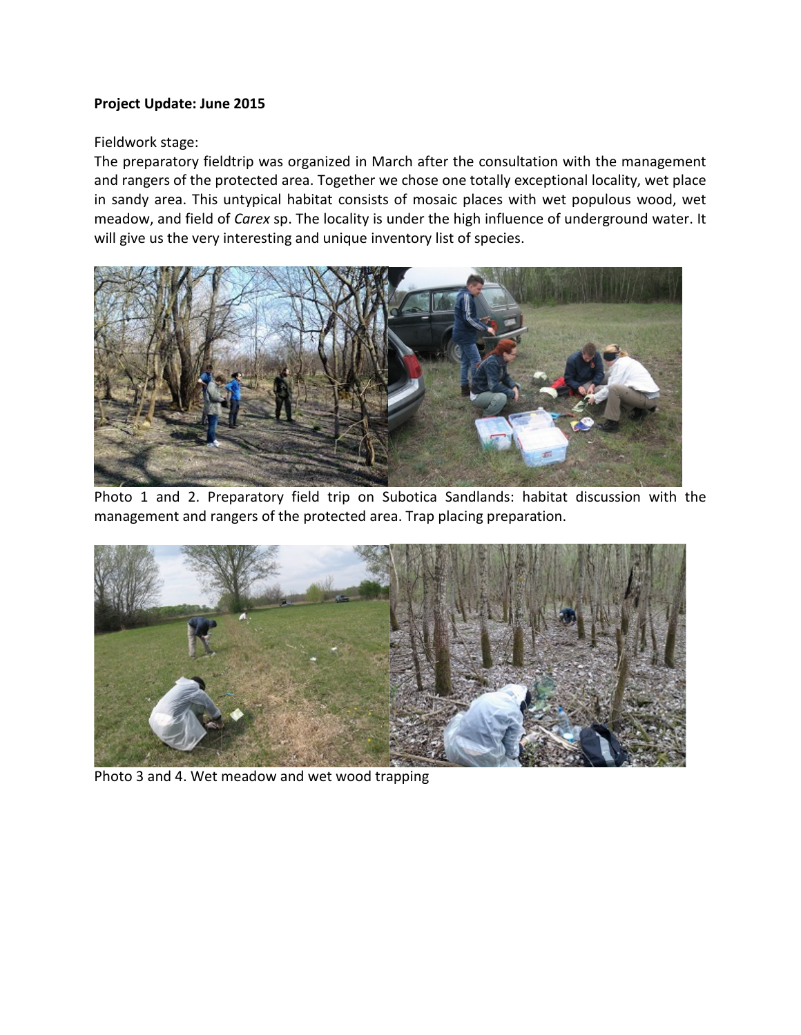**Project Update: June 2015**

Fieldwork stage:

The preparatory fieldtrip was organized in March after the consultation with the management and rangers of the protected area. Together we chose one totally exceptional locality, wet place in sandy area. This untypical habitat consists of mosaic places with wet populous wood, wet meadow, and field of *Carex* sp. The locality is under the high influence of underground water. It will give us the very interesting and unique inventory list of species.

Photo 1 and 2. Preparatory field trip on Subotica Sandlands: habitat discussion with the management and rangers of the protected area. Trap placing preparation.

Photo 3 and 4. Wet meadow and wet wood trapping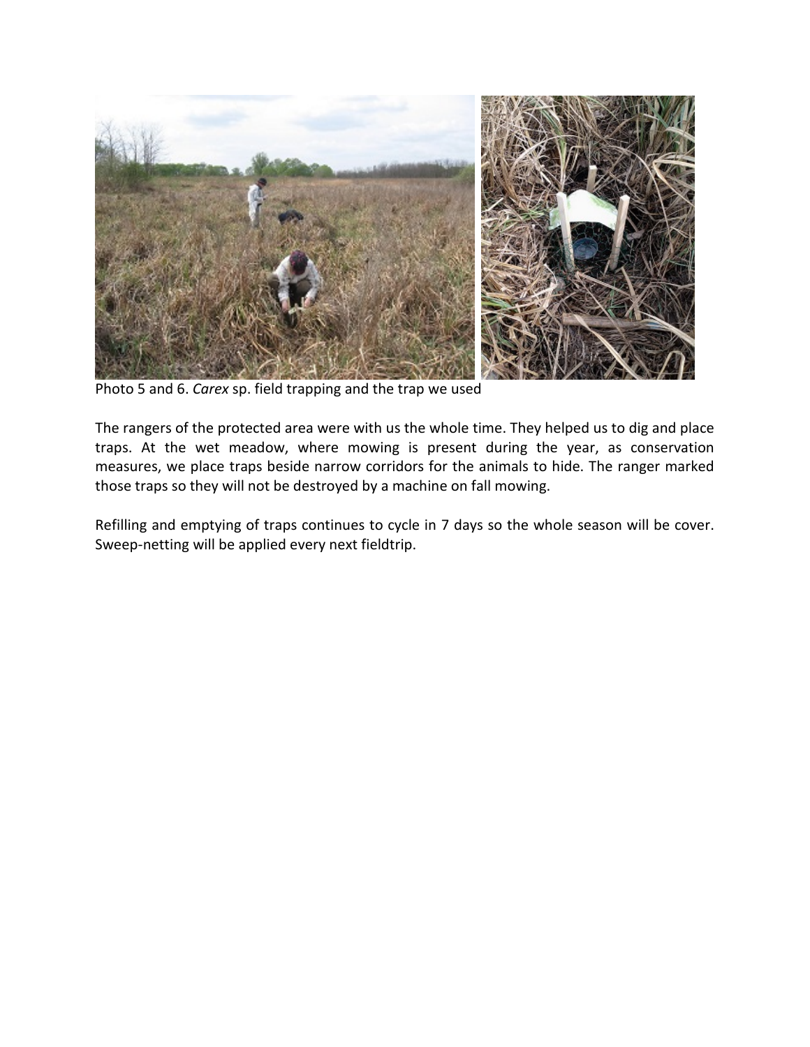Photo 5 and 6. *Carex* sp. field trapping and the trap we used

The rangers of the protected area were with us the whole time. They helped us to dig and place traps. At the wet meadow, where mowing is present during the year, as conservation measures, we place traps beside narrow corridors for the animals to hide. The ranger marked those traps so they will not be destroyed by a machine on fall mowing.

Refilling and emptying of traps continues to cycle in 7 days so the whole season will be cover. Sweep-netting will be applied every next fieldtrip.